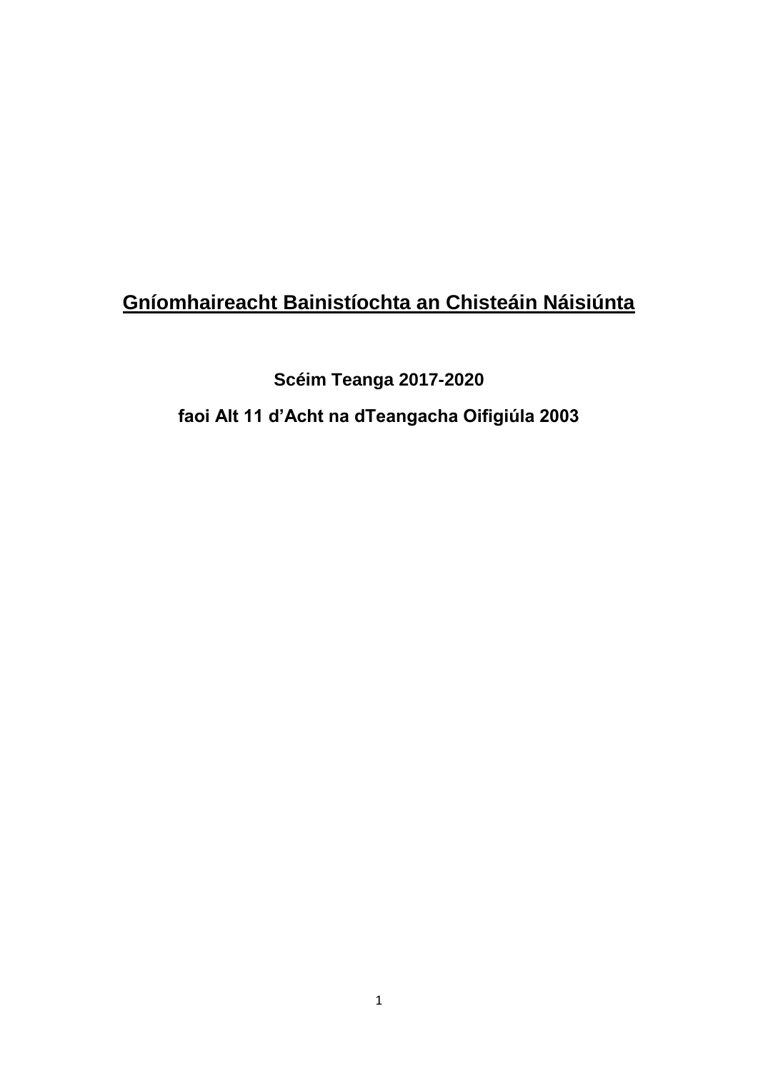# <u>Gníomhaireacht Bainistíochta an Chisteáin Náisiúnta</u>

**Scéim Teanga 2017-2020**

**faoi Alt 11 d'Acht na dTeangacha Oifigiúla 2003**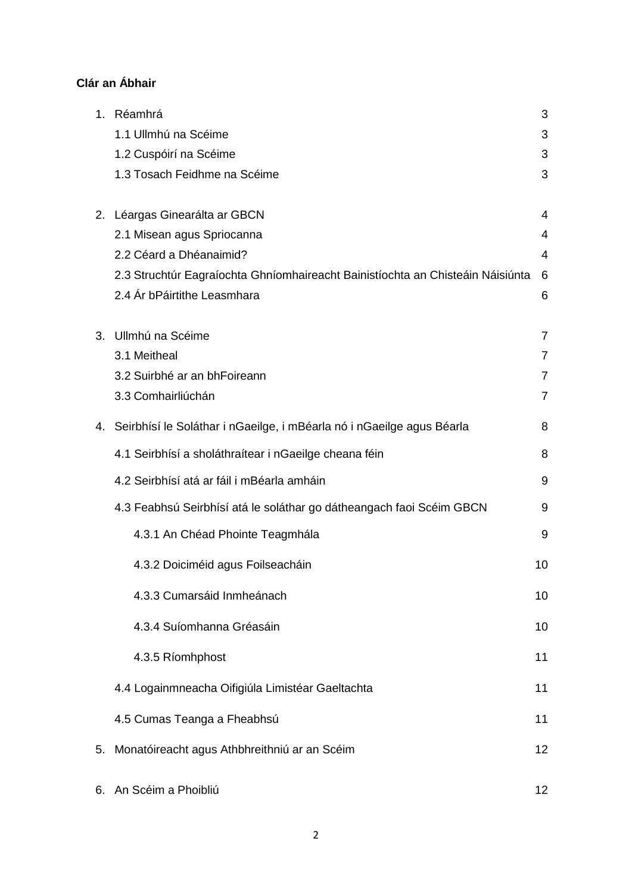**Clár an Ábhair**

| | | |
|---|---|---|
| 1. | Réamhrá | 3 |
| | 1.1 Ullmhú na Scéime | 3 |
| | 1.2 Cuspóirí na Scéime | 3 |
| | 1.3 Tosach Feidhme na Scéime | 3 |
| 2. | Léargas Ginearálta ar GBCN | 4 |
| | 2.1 Misean agus Spriocanna | 4 |
| | 2.2 Céard a Dhéanaimid? | 4 |
| | 2.3 Struchtúr Eagraíochta Ghníomhaireacht Bainistíochta an Chisteáin Náisiúnta | 6 |
| | 2.4 Ár bPáirtithe Leasmhara | 6 |
| 3. | Ullmhú na Scéime | 7 |
| | 3.1 Meitheal | 7 |
| | 3.2 Suirbhé ar an bhFoireann | 7 |
| | 3.3 Comhairliúchán | 7 |
| 4. | Seirbhísí le Soláthar i nGaeilge, i mBéarla nó i nGaeilge agus Béarla | 8 |
| | 4.1 Seirbhísí a sholáthraítear i nGaeilge cheana féin | 8 |
| | 4.2 Seirbhísí atá ar fáil i mBéarla amháin | 9 |
| | 4.3 Feabhsú Seirbhísí atá le soláthar go dátheangach faoi Scéim GBCN | 9 |
| | 4.3.1 An Chéad Phointe Teagmhála | 9 |
| | 4.3.2 Doiciméid agus Foilseacháin | 10 |
| | 4.3.3 Cumarsáid Inmheánach | 10 |
| | 4.3.4 Suíomhanna Gréasáin | 10 |
| | 4.3.5 Ríomhphost | 11 |
| | 4.4 Logainmneacha Oifigiúla Limistéar Gaeltachta | 11 |
| | 4.5 Cumas Teanga a Fheabhsú | 11 |
| 5. | Monatóireacht agus Athbhreithniú ar an Scéim | 12 |
| 6. | An Scéim a Phoibliú | 12 |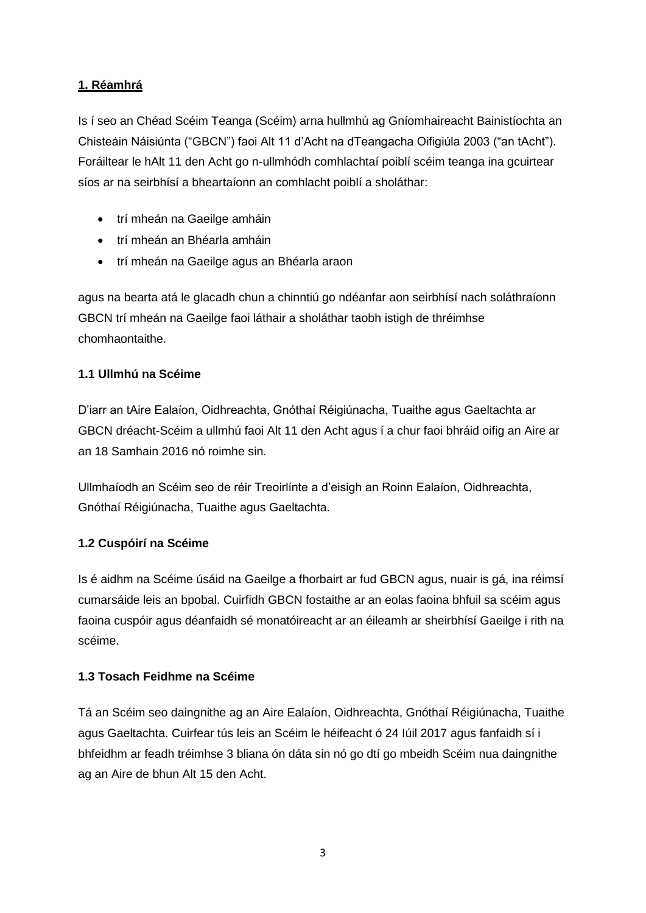## 1. Réamhrá

Is í seo an Chéad Scéim Teanga (Scéim) arna hullmhú ag Gníomhaireacht Bainistíochta an Chisteáin Náisiúnta ("GBCN") faoi Alt 11 d'Acht na dTeangacha Oifigiúla 2003 ("an tAcht"). Foráiltear le hAlt 11 den Acht go n-ullmhódh comhlachtaí poiblí scéim teanga ina gcuirtear síos ar na seirbhísí a bheartaíonn an comhlacht poiblí a sholáthar:

- trí mheán na Gaeilge amháin
- trí mheán an Bhéarla amháin
- trí mheán na Gaeilge agus an Bhéarla araon

agus na bearta atá le glacadh chun a chinntiú go ndéanfar aon seirbhísí nach soláthraíonn GBCN trí mheán na Gaeilge faoi láthair a sholáthar taobh istigh de thréimhse chomhaontaithe.

### 1.1 Ullmhú na Scéime

D'iarr an tAire Ealaíon, Oidhreachta, Gnóthaí Réigiúnacha, Tuaithe agus Gaeltachta ar GBCN dréacht-Scéim a ullmhú faoi Alt 11 den Acht agus í a chur faoi bhráid oifig an Aire ar an 18 Samhain 2016 nó roimhe sin.

Ullmhaíodh an Scéim seo de réir Treoirlínte a d'eisigh an Roinn Ealaíon, Oidhreachta, Gnóthaí Réigiúnacha, Tuaithe agus Gaeltachta.

### 1.2 Cuspóirí na Scéime

Is é aidhm na Scéime úsáid na Gaeilge a fhorbairt ar fud GBCN agus, nuair is gá, ina réimsí cumarsáide leis an bpobal. Cuirfidh GBCN fostaithe ar an eolas faoina bhfuil sa scéim agus faoina cuspóir agus déanfaidh sé monatóireacht ar an éileamh ar sheirbhísí Gaeilge i rith na scéime.

### 1.3 Tosach Feidhme na Scéime

Tá an Scéim seo daingnithe ag an Aire Ealaíon, Oidhreachta, Gnóthaí Réigiúnacha, Tuaithe agus Gaeltachta. Cuirfear tús leis an Scéim le héifeacht ó 24 Iúil 2017 agus fanfaidh sí i bhfeidhm ar feadh tréimhse 3 bliana ón dáta sin nó go dtí go mbeidh Scéim nua daingnithe ag an Aire de bhun Alt 15 den Acht.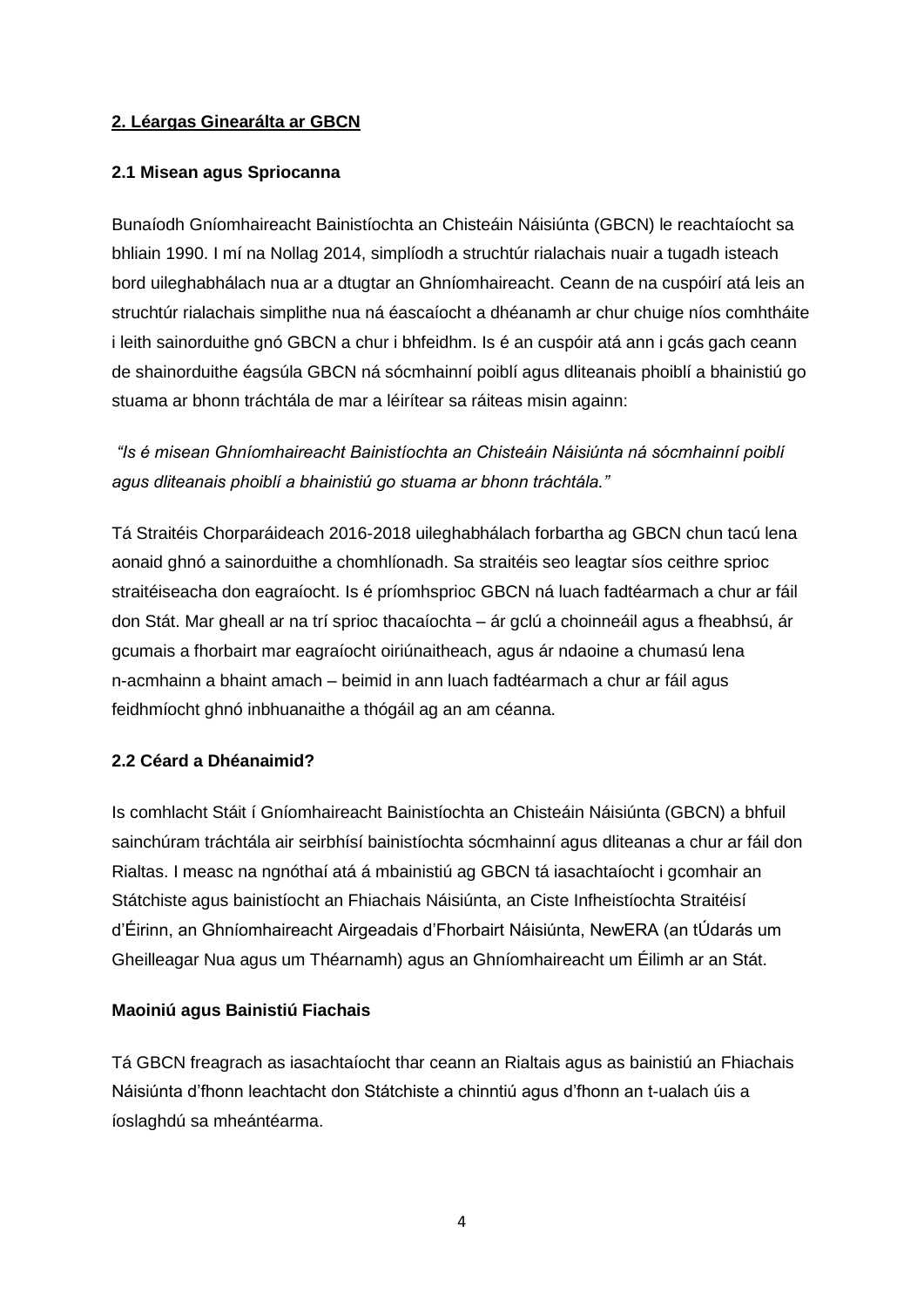## 2. Léargas Ginearálta ar GBCN

### 2.1 Misean agus Spriocanna

Bunaíodh Gníomhaireacht Bainistíochta an Chisteáin Náisiúnta (GBCN) le reachtaíocht sa bhliain 1990. I mí na Nollag 2014, simplíodh a struchtúr rialachais nuair a tugadh isteach bord uileghabhálach nua ar a dtugtar an Ghníomhaireacht. Ceann de na cuspóirí atá leis an struchtúr rialachais simplithe nua ná éascaíocht a dhéanamh ar chur chuige níos comhtháite i leith sainorduithe gnó GBCN a chur i bhfeidhm. Is é an cuspóir atá ann i gcás gach ceann de shainorduithe éagsúla GBCN ná sócmhainní poiblí agus dliteanais phoiblí a bhainistiú go stuama ar bhonn tráchtála de mar a léirítear sa ráiteas misin againn:

*"Is é misean Ghníomhaireacht Bainistíochta an Chisteáin Náisiúnta ná sócmhainní poiblí agus dliteanais phoiblí a bhainistiú go stuama ar bhonn tráchtála."*

Tá Straitéis Chorparáideach 2016-2018 uileghabhálach forbartha ag GBCN chun tacú lena aonaid ghnó a sainorduithe a chomhlíonadh. Sa straitéis seo leagtar síos ceithre sprioc straitéiseacha don eagraíocht. Is é príomhsprioc GBCN ná luach fadtéarmach a chur ar fáil don Stát. Mar gheall ar na trí sprioc thacaíochta – ár gclú a choinneáil agus a fheabhsú, ár gcumais a fhorbairt mar eagraíocht oiriúnaitheach, agus ár ndaoine a chumasú lena n-acmhainn a bhaint amach – beimid in ann luach fadtéarmach a chur ar fáil agus feidhmíocht ghnó inbhuanaithe a thógáil ag an am céanna.

### 2.2 Céard a Dhéanaimid?

Is comhlacht Stáit í Gníomhaireacht Bainistíochta an Chisteáin Náisiúnta (GBCN) a bhfuil sainchúram tráchtála air seirbhísí bainistíochta sócmhainní agus dliteanas a chur ar fáil don Rialtas. I measc na ngnóthaí atá á mbainistiú ag GBCN tá iasachtaíocht i gcomhair an Státchiste agus bainistíocht an Fhiachais Náisiúnta, an Ciste Infheistíochta Straitéisí d'Éirinn, an Ghníomhaireacht Airgeadais d'Fhorbairt Náisiúnta, NewERA (an tÚdarás um Gheilleagar Nua agus um Théarnamh) agus an Ghníomhaireacht um Éilimh ar an Stát.

**Maoiniú agus Bainistiú Fiachais**

Tá GBCN freagrach as iasachtaíocht thar ceann an Rialtais agus as bainistiú an Fhiachais Náisiúnta d'fhonn leachtacht don Státchiste a chinntiú agus d'fhonn an t-ualach úis a íoslaghdú sa mheántéarma.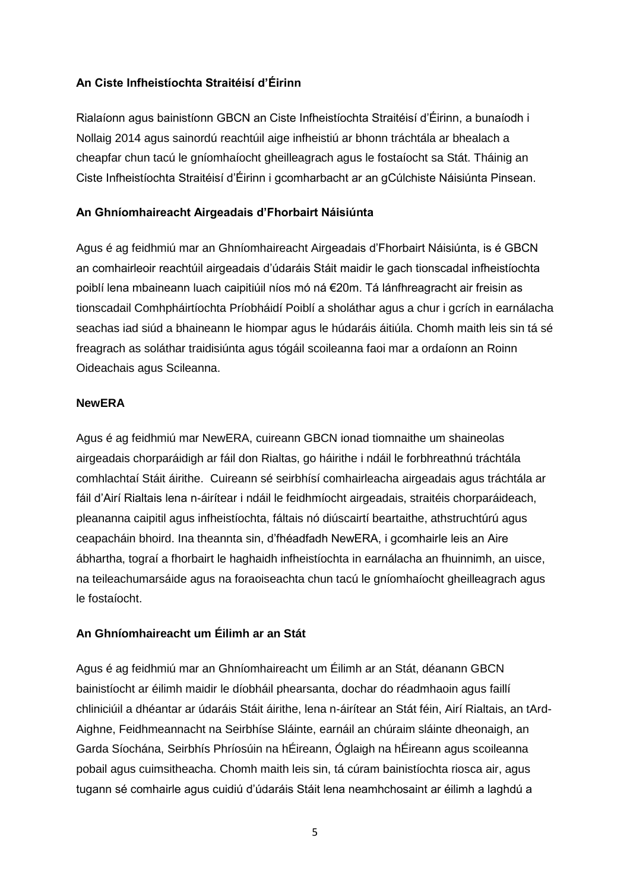**An Ciste Infheistíochta Straitéisí d'Éirinn**

Rialaíonn agus bainistíonn GBCN an Ciste Infheistíochta Straitéisí d'Éirinn, a bunaíodh i Nollaig 2014 agus sainordú reachtúil aige infheistiú ar bhonn tráchtála ar bhealach a cheapfar chun tacú le gníomhaíocht gheilleagrach agus le fostaíocht sa Stát. Tháinig an Ciste Infheistíochta Straitéisí d'Éirinn i gcomharbacht ar an gCúlchiste Náisiúnta Pinsean.

**An Ghníomhaireacht Airgeadais d'Fhorbairt Náisiúnta**

Agus é ag feidhmiú mar an Ghníomhaireacht Airgeadais d'Fhorbairt Náisiúnta, is é GBCN an comhairleoir reachtúil airgeadais d'údaráis Stáit maidir le gach tionscadal infheistíochta poiblí lena mbaineann luach caipitiúil níos mó ná €20m. Tá lánfhreagracht air freisin as tionscadail Comhpháirtíochta Príobháidí Poiblí a sholáthar agus a chur i gcrích in earnálacha seachas iad siúd a bhaineann le hiompar agus le húdaráis áitiúla. Chomh maith leis sin tá sé freagrach as soláthar traidisiúnta agus tógáil scoileanna faoi mar a ordaíonn an Roinn Oideachais agus Scileanna.

**NewERA**

Agus é ag feidhmiú mar NewERA, cuireann GBCN ionad tiomnaithe um shaineolas airgeadais chorparáidigh ar fáil don Rialtas, go háirithe i ndáil le forbhreathnú tráchtála comhlachtaí Stáit áirithe. Cuireann sé seirbhísí comhairleacha airgeadais agus tráchtála ar fáil d'Airí Rialtais lena n-áirítear i ndáil le feidhmíocht airgeadais, straitéis chorparáideach, pleananna caipitil agus infheistíochta, fáltais nó diúscairtí beartaithe, athstruchtúrú agus ceapacháin bhoird. Ina theannta sin, d'fhéadfadh NewERA, i gcomhairle leis an Aire ábhartha, tograí a fhorbairt le haghaidh infheistíochta in earnálacha an fhuinnimh, an uisce, na teileachumarsáide agus na foraoiseachta chun tacú le gníomhaíocht gheilleagrach agus le fostaíocht.

**An Ghníomhaireacht um Éilimh ar an Stát**

Agus é ag feidhmiú mar an Ghníomhaireacht um Éilimh ar an Stát, déanann GBCN bainistíocht ar éilimh maidir le díobháil phearsanta, dochar do réadmhaoin agus faillí chliniciúil a dhéantar ar údaráis Stáit áirithe, lena n-áirítear an Stát féin, Airí Rialtais, an tArd-Aighne, Feidhmeannacht na Seirbhíse Sláinte, earnáil an chúraim sláinte dheonaigh, an Garda Síochána, Seirbhís Phríosúin na hÉireann, Óglaigh na hÉireann agus scoileanna pobail agus cuimsitheacha. Chomh maith leis sin, tá cúram bainistíochta riosca air, agus tugann sé comhairle agus cuidiú d'údaráis Stáit lena neamhchosaint ar éilimh a laghdú a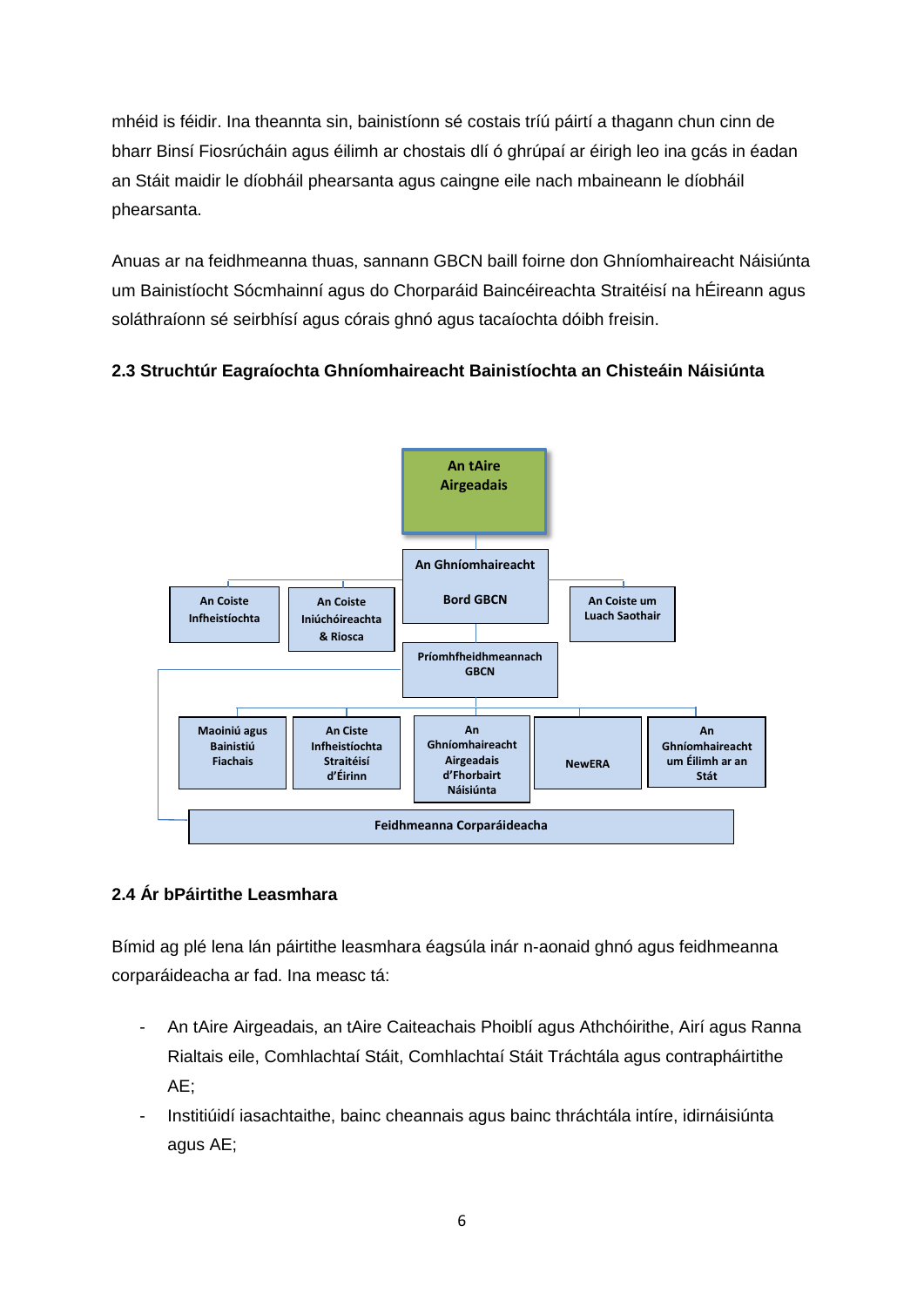mhéid is féidir. Ina theannta sin, bainistíonn sé costais tríú páirtí a thagann chun cinn de bharr Binsí Fiosrúcháin agus éilimh ar chostais dlí ó ghrúpaí ar éirigh leo ina gcás in éadan an Stáit maidir le díobháil phearsanta agus caingne eile nach mbaineann le díobháil phearsanta.

Anuas ar na feidhmeanna thuas, sannann GBCN baill foirne don Ghníomhaireacht Náisiúnta um Bainistíocht Sócmhainní agus do Chorparáid Baincéireachta Straitéisí na hÉireann agus soláthraíonn sé seirbhísí agus córais ghnó agus tacaíochta dóibh freisin.

**2.3 Struchtúr Eagraíochta Ghníomhaireacht Bainistíochta an Chisteáin Náisiúnta**

An tAire Airgeadais

An Ghníomhaireacht

Bord GBCN

An Coiste Infheistíochta

An Coiste Iniúchóireachta & Riosca

An Coiste um Luach Saothair

Príomhfheidhmeannach GBCN

Maoiniú agus Bainistiú Fiachais

An Ciste Infheistíochta Straitéisí d'Éirinn

An Ghníomhaireacht Airgeadais d'Fhorbairt Náisiúnta

NewERA

An Ghníomhaireacht um Éilimh ar an Stát

Feidhmeanna Corparáideacha

**2.4 Ár bPáirtithe Leasmhara**

Bímid ag plé lena lán páirtithe leasmhara éagsúla inár n-aonaid ghnó agus feidhmeanna corparáideacha ar fad. Ina measc tá:

- An tAire Airgeadais, an tAire Caiteachais Phoiblí agus Athchóirithe, Airí agus Ranna Rialtais eile, Comhlachtaí Stáit, Comhlachtaí Stáit Tráchtála agus contrapháirtithe AE;
- Institiúidí iasachtaithe, bainc cheannais agus bainc thráchtála intíre, idirnáisiúnta agus AE;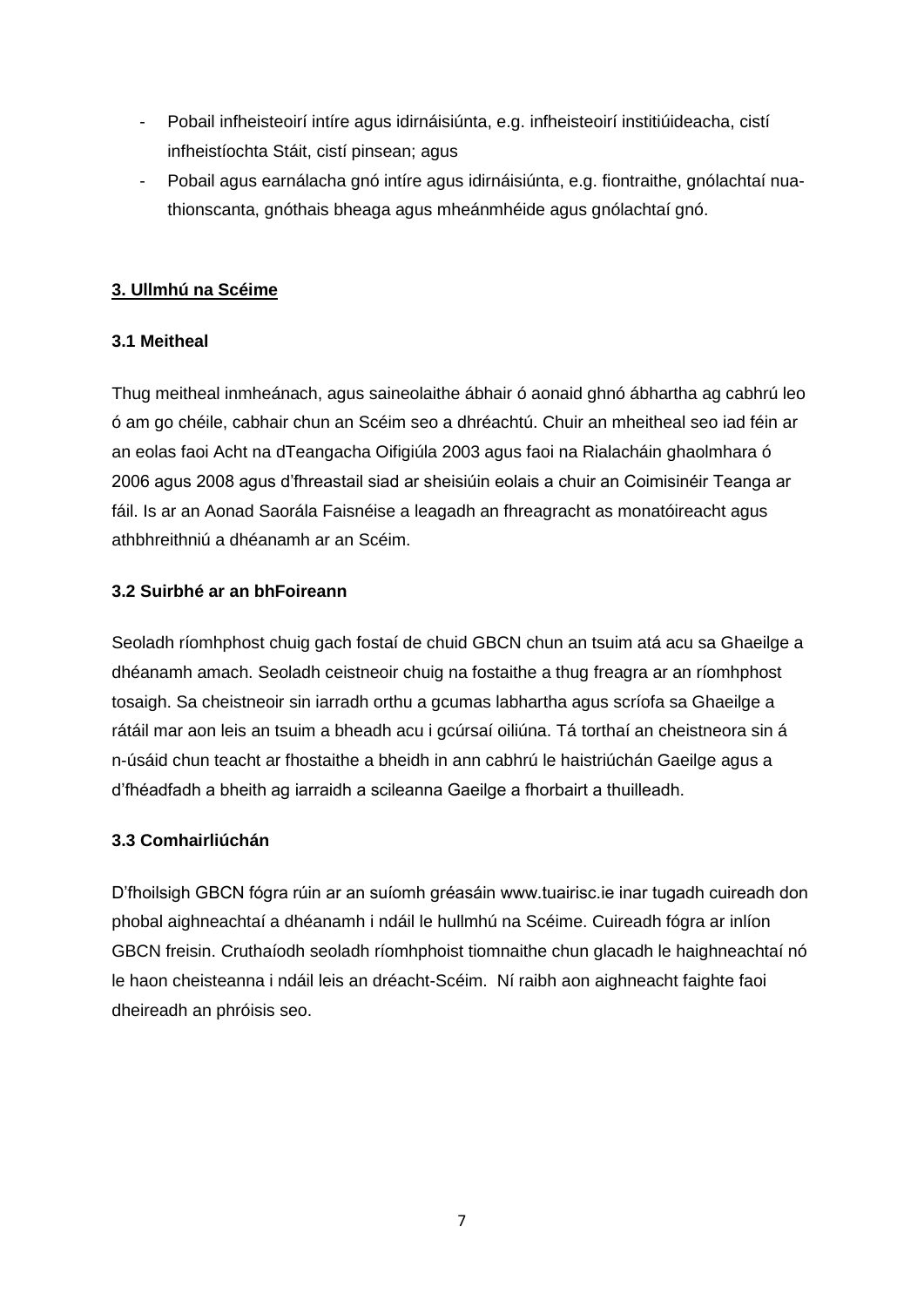- Pobail infheisteoirí intíre agus idirnáisiúnta, e.g. infheisteoirí institiúideacha, cistí infheistíochta Stáit, cistí pinsean; agus
- Pobail agus earnálacha gnó intíre agus idirnáisiúnta, e.g. fiontraithe, gnólachtaí nua-thionscanta, gnóthais bheaga agus mheánmhéide agus gnólachtaí gnó.

## 3. Ullmhú na Scéime

### 3.1 Meitheal

Thug meitheal inmheánach, agus saineolaithe ábhair ó aonaid ghnó ábhartha ag cabhrú leo ó am go chéile, cabhair chun an Scéim seo a dhréachtú. Chuir an mheitheal seo iad féin ar an eolas faoi Acht na dTeangacha Oifigiúla 2003 agus faoi na Rialacháin ghaolmhara ó 2006 agus 2008 agus d'fhreastail siad ar sheisiúin eolais a chuir an Coimisinéir Teanga ar fáil. Is ar an Aonad Saorála Faisnéise a leagadh an fhreagracht as monatóireacht agus athbhreithniú a dhéanamh ar an Scéim.

### 3.2 Suirbhé ar an bhFoireann

Seoladh ríomhphost chuig gach fostaí de chuid GBCN chun an tsuim atá acu sa Ghaeilge a dhéanamh amach. Seoladh ceistneoir chuig na fostaithe a thug freagra ar an ríomhphost tosaigh. Sa cheistneoir sin iarradh orthu a gcumas labhartha agus scríofa sa Ghaeilge a rátáil mar aon leis an tsuim a bheadh acu i gcúrsaí oiliúna. Tá torthaí an cheistneora sin á n-úsáid chun teacht ar fhostaithe a bheidh in ann cabhrú le haistriúchán Gaeilge agus a d'fhéadfadh a bheith ag iarraidh a scileanna Gaeilge a fhorbairt a thuilleadh.

### 3.3 Comhairliúchán

D'fhoilsigh GBCN fógra rúin ar an suíomh gréasáin www.tuairisc.ie inar tugadh cuireadh don phobal aighneachtaí a dhéanamh i ndáil le hullmhú na Scéime. Cuireadh fógra ar inlíon GBCN freisin. Cruthaíodh seoladh ríomhphoist tiomnaithe chun glacadh le haighneachtaí nó le haon cheisteanna i ndáil leis an dréacht-Scéim. Ní raibh aon aighneacht faighte faoi dheireadh an phróisis seo.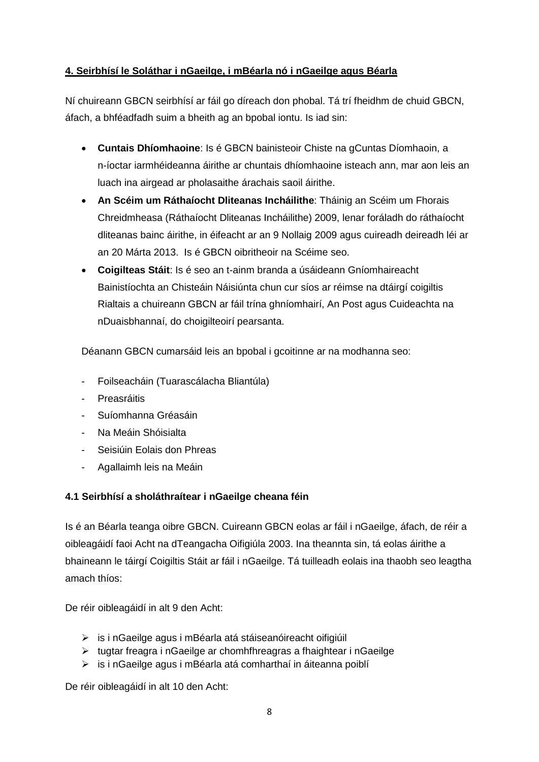## 4. Seirbhísí le Soláthar i nGaeilge, i mBéarla nó i nGaeilge agus Béarla

Ní chuireann GBCN seirbhísí ar fáil go díreach don phobal. Tá trí fheidhm de chuid GBCN, áfach, a bhféadfadh suim a bheith ag an bpobal iontu. Is iad sin:

- **Cuntais Dhíomhaoine**: Is é GBCN bainisteoir Chiste na gCuntas Díomhaoin, a n-íoctar iarmhéideanna áirithe ar chuntais dhíomhaoine isteach ann, mar aon leis an luach ina airgead ar pholasaithe árachais saoil áirithe.
- **An Scéim um Ráthaíocht Dliteanas Incháilithe**: Tháinig an Scéim um Fhorais Chreidmheasa (Ráthaíocht Dliteanas Incháilithe) 2009, lenar foráladh do ráthaíocht dliteanas bainc áirithe, in éifeacht ar an 9 Nollaig 2009 agus cuireadh deireadh léi ar an 20 Márta 2013. Is é GBCN oibritheoir na Scéime seo.
- **Coigilteas Stáit**: Is é seo an t-ainm branda a úsáideann Gníomhaireacht Bainistíochta an Chisteáin Náisiúnta chun cur síos ar réimse na dtáirgí coigiltis Rialtais a chuireann GBCN ar fáil trína ghníomhairí, An Post agus Cuideachta na nDuaisbhannaí, do choigilteoirí pearsanta.

Déanann GBCN cumarsáid leis an bpobal i gcoitinne ar na modhanna seo:

- Foilseacháin (Tuarascálacha Bliantúla)
- Preasráitis
- Suíomhanna Gréasáin
- Na Meáin Shóisialta
- Seisiúin Eolais don Phreas
- Agallaimh leis na Meáin

### 4.1 Seirbhísí a sholáthraítear i nGaeilge cheana féin

Is é an Béarla teanga oibre GBCN. Cuireann GBCN eolas ar fáil i nGaeilge, áfach, de réir a oibleagáidí faoi Acht na dTeangacha Oifigiúla 2003. Ina theannta sin, tá eolas áirithe a bhaineann le táirgí Coigiltis Stáit ar fáil i nGaeilge. Tá tuilleadh eolais ina thaobh seo leagtha amach thíos:

De réir oibleagáidí in alt 9 den Acht:

- is i nGaeilge agus i mBéarla atá stáiseanóireacht oifigiúil
- tugtar freagra i nGaeilge ar chomhfhreagras a fhaightear i nGaeilge
- is i nGaeilge agus i mBéarla atá comharthaí in áiteanna poiblí

De réir oibleagáidí in alt 10 den Acht: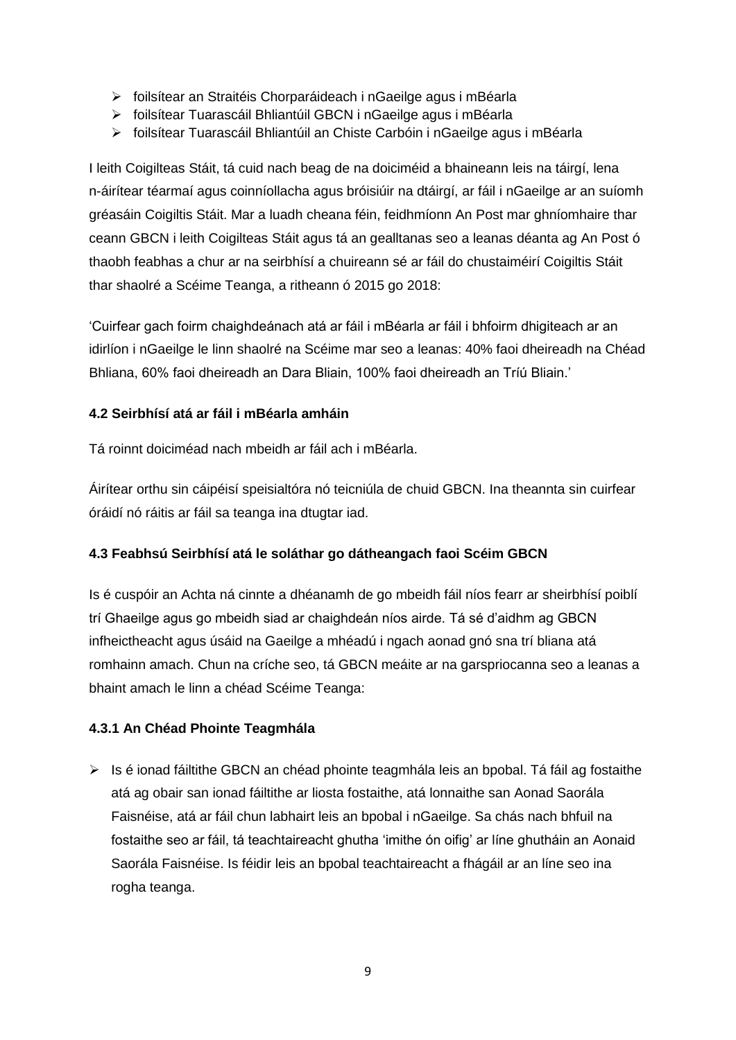- foilsítear an Straitéis Chorparáideach i nGaeilge agus i mBéarla
- foilsítear Tuarascáil Bhliantúil GBCN i nGaeilge agus i mBéarla
- foilsítear Tuarascáil Bhliantúil an Chiste Carbóin i nGaeilge agus i mBéarla

I leith Coigilteas Stáit, tá cuid nach beag de na doiciméid a bhaineann leis na táirgí, lena n-áirítear téarmaí agus coinníollacha agus bróisiúir na dtáirgí, ar fáil i nGaeilge ar an suíomh gréasáin Coigiltis Stáit. Mar a luadh cheana féin, feidhmíonn An Post mar ghníomhaire thar ceann GBCN i leith Coigilteas Stáit agus tá an gealltanas seo a leanas déanta ag An Post ó thaobh feabhas a chur ar na seirbhísí a chuireann sé ar fáil do chustaiméirí Coigiltis Stáit thar shaolré a Scéime Teanga, a ritheann ó 2015 go 2018:

'Cuirfear gach foirm chaighdeánach atá ar fáil i mBéarla ar fáil i bhfoirm dhigiteach ar an idirlíon i nGaeilge le linn shaolré na Scéime mar seo a leanas: 40% faoi dheireadh na Chéad Bhliana, 60% faoi dheireadh an Dara Bliain, 100% faoi dheireadh an Tríú Bliain.'

#### 4.2 Seirbhísí atá ar fáil i mBéarla amháin

Tá roinnt doiciméad nach mbeidh ar fáil ach i mBéarla.

Áirítear orthu sin cáipéisí speisialtóra nó teicniúla de chuid GBCN. Ina theannta sin cuirfear óráidí nó ráitis ar fáil sa teanga ina dtugtar iad.

#### 4.3 Feabhsú Seirbhísí atá le soláthar go dátheangach faoi Scéim GBCN

Is é cuspóir an Achta ná cinnte a dhéanamh de go mbeidh fáil níos fearr ar sheirbhísí poiblí trí Ghaeilge agus go mbeidh siad ar chaighdeán níos airde. Tá sé d'aidhm ag GBCN infheictheacht agus úsáid na Gaeilge a mhéadú i ngach aonad gnó sna trí bliana atá romhainn amach. Chun na críche seo, tá GBCN meáite ar na garspriocanna seo a leanas a bhaint amach le linn a chéad Scéime Teanga:

#### 4.3.1 An Chéad Phointe Teagmhála

- Is é ionad fáiltithe GBCN an chéad phointe teagmhála leis an bpobal. Tá fáil ag fostaithe atá ag obair san ionad fáiltithe ar liosta fostaithe, atá lonnaithe san Aonad Saorála Faisnéise, atá ar fáil chun labhairt leis an bpobal i nGaeilge. Sa chás nach bhfuil na fostaithe seo ar fáil, tá teachtaireacht ghutha 'imithe ón oifig' ar líne ghutháin an Aonaid Saorála Faisnéise. Is féidir leis an bpobal teachtaireacht a fhágáil ar an líne seo ina rogha teanga.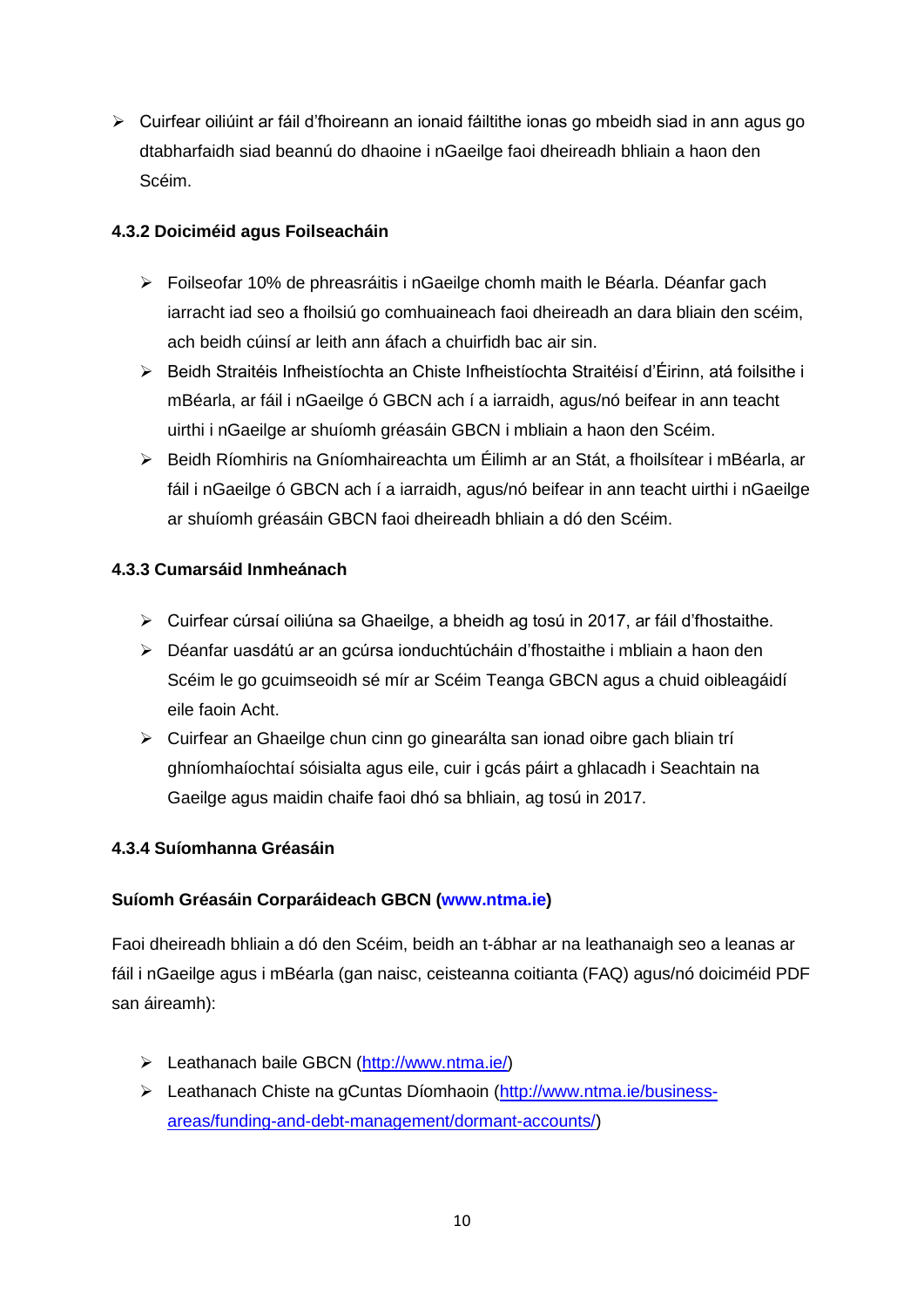- Cuirfear oiliúint ar fáil d'fhoireann an ionaid fáiltithe ionas go mbeidh siad in ann agus go dtabharfaidh siad beannú do dhaoine i nGaeilge faoi dheireadh bhliain a haon den Scéim.

#### 4.3.2 Doiciméid agus Foilseacháin

- Foilseofar 10% de phreasráitis i nGaeilge chomh maith le Béarla. Déanfar gach iarracht iad seo a fhoilsiú go comhuaineach faoi dheireadh an dara bliain den scéim, ach beidh cúinsí ar leith ann áfach a chuirfidh bac air sin.
- Beidh Straitéis Infheistíochta an Chiste Infheistíochta Straitéisí d'Éirinn, atá foilsithe i mBéarla, ar fáil i nGaeilge ó GBCN ach í a iarraidh, agus/nó beifear in ann teacht uirthi i nGaeilge ar shuíomh gréasáin GBCN i mbliain a haon den Scéim.
- Beidh Ríomhiris na Gníomhaireachta um Éilimh ar an Stát, a fhoilsítear i mBéarla, ar fáil i nGaeilge ó GBCN ach í a iarraidh, agus/nó beifear in ann teacht uirthi i nGaeilge ar shuíomh gréasáin GBCN faoi dheireadh bhliain a dó den Scéim.

#### 4.3.3 Cumarsáid Inmheánach

- Cuirfear cúrsaí oiliúna sa Ghaeilge, a bheidh ag tosú in 2017, ar fáil d'fhostaithe.
- Déanfar uasdátú ar an gcúrsa ionduchtúcháin d'fhostaithe i mbliain a haon den Scéim le go gcuimseoidh sé mír ar Scéim Teanga GBCN agus a chuid oibleagáidí eile faoin Acht.
- Cuirfear an Ghaeilge chun cinn go ginearálta san ionad oibre gach bliain trí ghníomhaíochtaí sóisialta agus eile, cuir i gcás páirt a ghlacadh i Seachtain na Gaeilge agus maidin chaife faoi dhó sa bhliain, ag tosú in 2017.

#### 4.3.4 Suíomhanna Gréasáin

**Suíomh Gréasáin Corparáideach GBCN (www.ntma.ie)**

Faoi dheireadh bhliain a dó den Scéim, beidh an t-ábhar ar na leathanaigh seo a leanas ar fáil i nGaeilge agus i mBéarla (gan naisc, ceisteanna coitianta (FAQ) agus/nó doiciméid PDF san áireamh):

- Leathanach baile GBCN (http://www.ntma.ie/)
- Leathanach Chiste na gCuntas Díomhaoin (http://www.ntma.ie/business-areas/funding-and-debt-management/dormant-accounts/)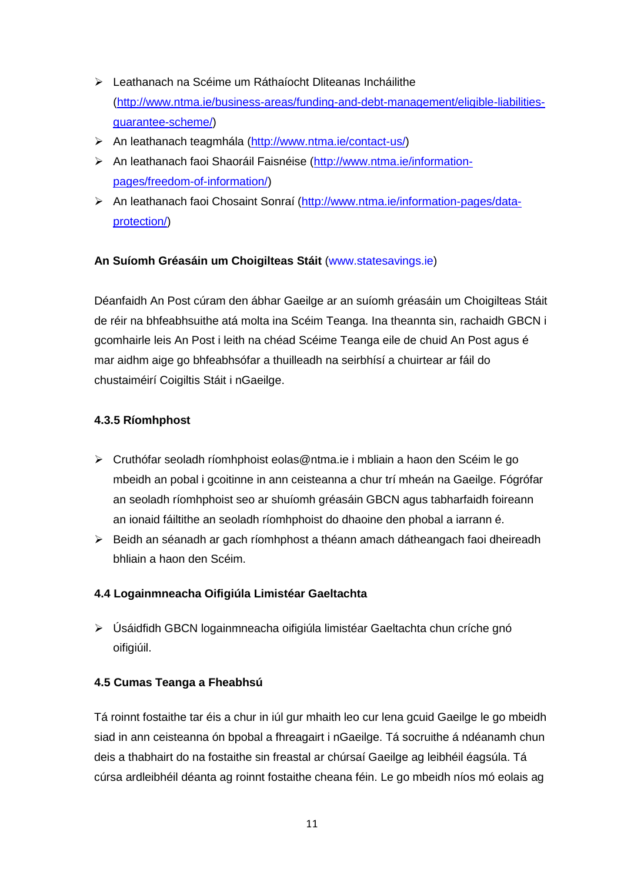- Leathanach na Scéime um Ráthaíocht Dliteanas Incháilithe (http://www.ntma.ie/business-areas/funding-and-debt-management/eligible-liabilities-guarantee-scheme/)
- An leathanach teagmhála (http://www.ntma.ie/contact-us/)
- An leathanach faoi Shaoráil Faisnéise (http://www.ntma.ie/information-pages/freedom-of-information/)
- An leathanach faoi Chosaint Sonraí (http://www.ntma.ie/information-pages/data-protection/)

**An Suíomh Gréasáin um Choigilteas Stáit** (www.statesavings.ie)

Déanfaidh An Post cúram den ábhar Gaeilge ar an suíomh gréasáin um Choigilteas Stáit de réir na bhfeabhsuithe atá molta ina Scéim Teanga. Ina theannta sin, rachaidh GBCN i gcomhairle leis An Post i leith na chéad Scéime Teanga eile de chuid An Post agus é mar aidhm aige go bhfeabhsófar a thuilleadh na seirbhísí a chuirtear ar fáil do chustaiméirí Coigiltis Stáit i nGaeilge.

**4.3.5 Ríomhphost**

- Cruthófar seoladh ríomhphoist eolas@ntma.ie i mbliain a haon den Scéim le go mbeidh an pobal i gcoitinne in ann ceisteanna a chur trí mheán na Gaeilge. Fógrófar an seoladh ríomhphoist seo ar shuíomh gréasáin GBCN agus tabharfaidh foireann an ionaid fáiltithe an seoladh ríomhphoist do dhaoine den phobal a iarrann é.
- Beidh an séanadh ar gach ríomhphost a théann amach dátheangach faoi dheireadh bhliain a haon den Scéim.

**4.4 Logainmneacha Oifigiúla Limistéar Gaeltachta**

- Úsáidfidh GBCN logainmneacha oifigiúla limistéar Gaeltachta chun críche gnó oifigiúil.

**4.5 Cumas Teanga a Fheabhsú**

Tá roinnt fostaithe tar éis a chur in iúl gur mhaith leo cur lena gcuid Gaeilge le go mbeidh siad in ann ceisteanna ón bpobal a fhreagairt i nGaeilge. Tá socruithe á ndéanamh chun deis a thabhairt do na fostaithe sin freastal ar chúrsaí Gaeilge ag leibhéil éagsúla. Tá cúrsa ardleibhéil déanta ag roinnt fostaithe cheana féin. Le go mbeidh níos mó eolais ag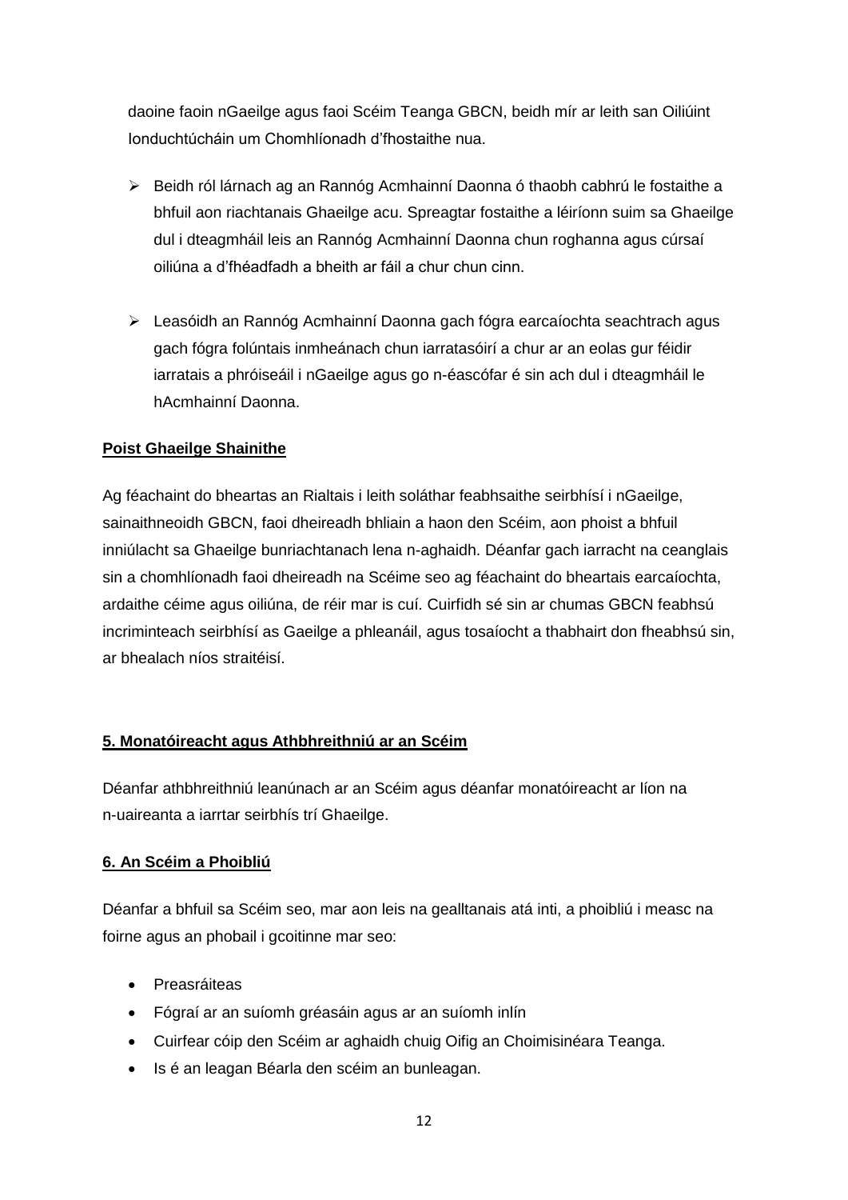daoine faoin nGaeilge agus faoi Scéim Teanga GBCN, beidh mír ar leith san Oiliúint Ionduchtúcháin um Chomhlíonadh d'fhostaithe nua.

- Beidh ról lárnach ag an Rannóg Acmhainní Daonna ó thaobh cabhrú le fostaithe a bhfuil aon riachtanais Ghaeilge acu. Spreagtar fostaithe a léiríonn suim sa Ghaeilge dul i dteagmháil leis an Rannóg Acmhainní Daonna chun roghanna agus cúrsaí oiliúna a d'fhéadfadh a bheith ar fáil a chur chun cinn.

- Leasóidh an Rannóg Acmhainní Daonna gach fógra earcaíochta seachtrach agus gach fógra folúntais inmheánach chun iarratasóirí a chur ar an eolas gur féidir iarratais a phróiseáil i nGaeilge agus go n-éascófar é sin ach dul i dteagmháil le hAcmhainní Daonna.

**Poist Ghaeilge Shainithe**

Ag féachaint do bheartas an Rialtais i leith soláthar feabhsaithe seirbhísí i nGaeilge, sainaithneoidh GBCN, faoi dheireadh bhliain a haon den Scéim, aon phoist a bhfuil inniúlacht sa Ghaeilge bunriachtanach lena n-aghaidh. Déanfar gach iarracht na ceanglais sin a chomhlíonadh faoi dheireadh na Scéime seo ag féachaint do bheartais earcaíochta, ardaithe céime agus oiliúna, de réir mar is cuí. Cuirfidh sé sin ar chumas GBCN feabhsú incriminteach seirbhísí as Gaeilge a phleanáil, agus tosaíocht a thabhairt don fheabhsú sin, ar bhealach níos straitéisí.

## 5. Monatóireacht agus Athbhreithniú ar an Scéim

Déanfar athbhreithniú leanúnach ar an Scéim agus déanfar monatóireacht ar líon na n-uaireanta a iarrtar seirbhís trí Ghaeilge.

## 6. An Scéim a Phoibliú

Déanfar a bhfuil sa Scéim seo, mar aon leis na gealltanais atá inti, a phoibliú i measc na foirne agus an phobail i gcoitinne mar seo:

- Preasráiteas
- Fógraí ar an suíomh gréasáin agus ar an suíomh inlín
- Cuirfear cóip den Scéim ar aghaidh chuig Oifig an Choimisinéara Teanga.
- Is é an leagan Béarla den scéim an bunleagan.